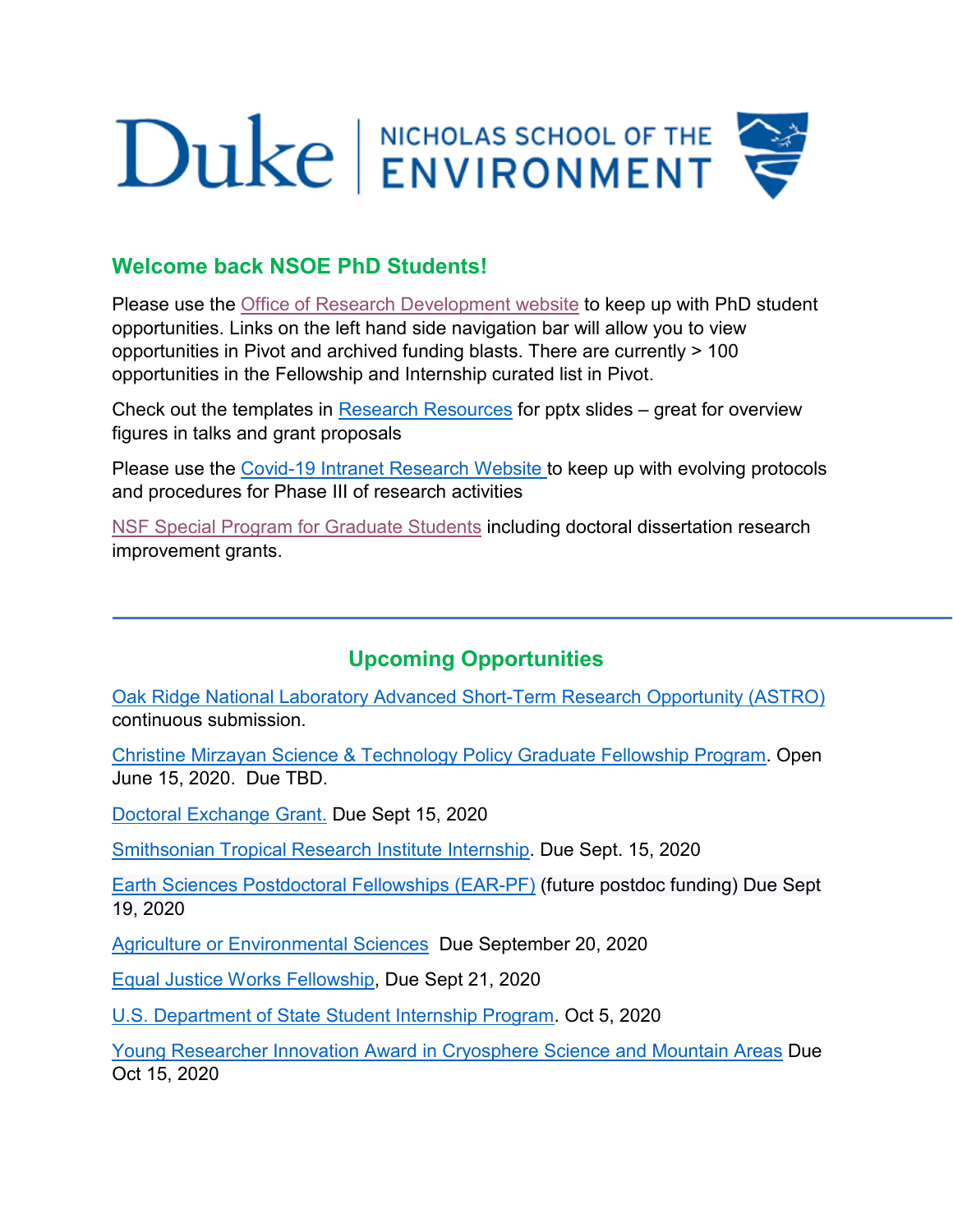Duke | NICHOLAS SCHOOL OF THE ENVIRONMENT

## Welcome back NSOE PhD Students!

Please use the Office of Research Development website to keep up with PhD student opportunities. Links on the left hand side navigation bar will allow you to view opportunities in Pivot and archived funding blasts. There are currently > 100 opportunities in the Fellowship and Internship curated list in Pivot.

Check out the templates in Research Resources for pptx slides – great for overview figures in talks and grant proposals

Please use the Covid-19 Intranet Research Website to keep up with evolving protocols and procedures for Phase III of research activities

NSF Special Program for Graduate Students including doctoral dissertation research improvement grants.

---

## Upcoming Opportunities

Oak Ridge National Laboratory Advanced Short-Term Research Opportunity (ASTRO) continuous submission.

Christine Mirzayan Science & Technology Policy Graduate Fellowship Program. Open June 15, 2020. Due TBD.

Doctoral Exchange Grant. Due Sept 15, 2020

Smithsonian Tropical Research Institute Internship. Due Sept. 15, 2020

Earth Sciences Postdoctoral Fellowships (EAR-PF) (future postdoc funding) Due Sept 19, 2020

Agriculture or Environmental Sciences Due September 20, 2020

Equal Justice Works Fellowship, Due Sept 21, 2020

U.S. Department of State Student Internship Program. Oct 5, 2020

Young Researcher Innovation Award in Cryosphere Science and Mountain Areas Due Oct 15, 2020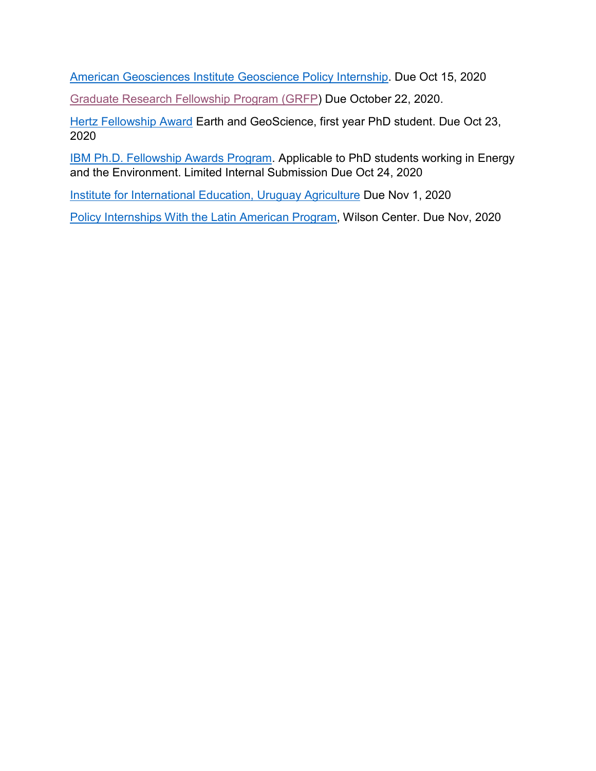American Geosciences Institute Geoscience Policy Internship. Due Oct 15, 2020

Graduate Research Fellowship Program (GRFP) Due October 22, 2020.

Hertz Fellowship Award Earth and GeoScience, first year PhD student. Due Oct 23, 2020

IBM Ph.D. Fellowship Awards Program. Applicable to PhD students working in Energy and the Environment. Limited Internal Submission Due Oct 24, 2020

Institute for International Education, Uruguay Agriculture Due Nov 1, 2020

Policy Internships With the Latin American Program, Wilson Center. Due Nov, 2020